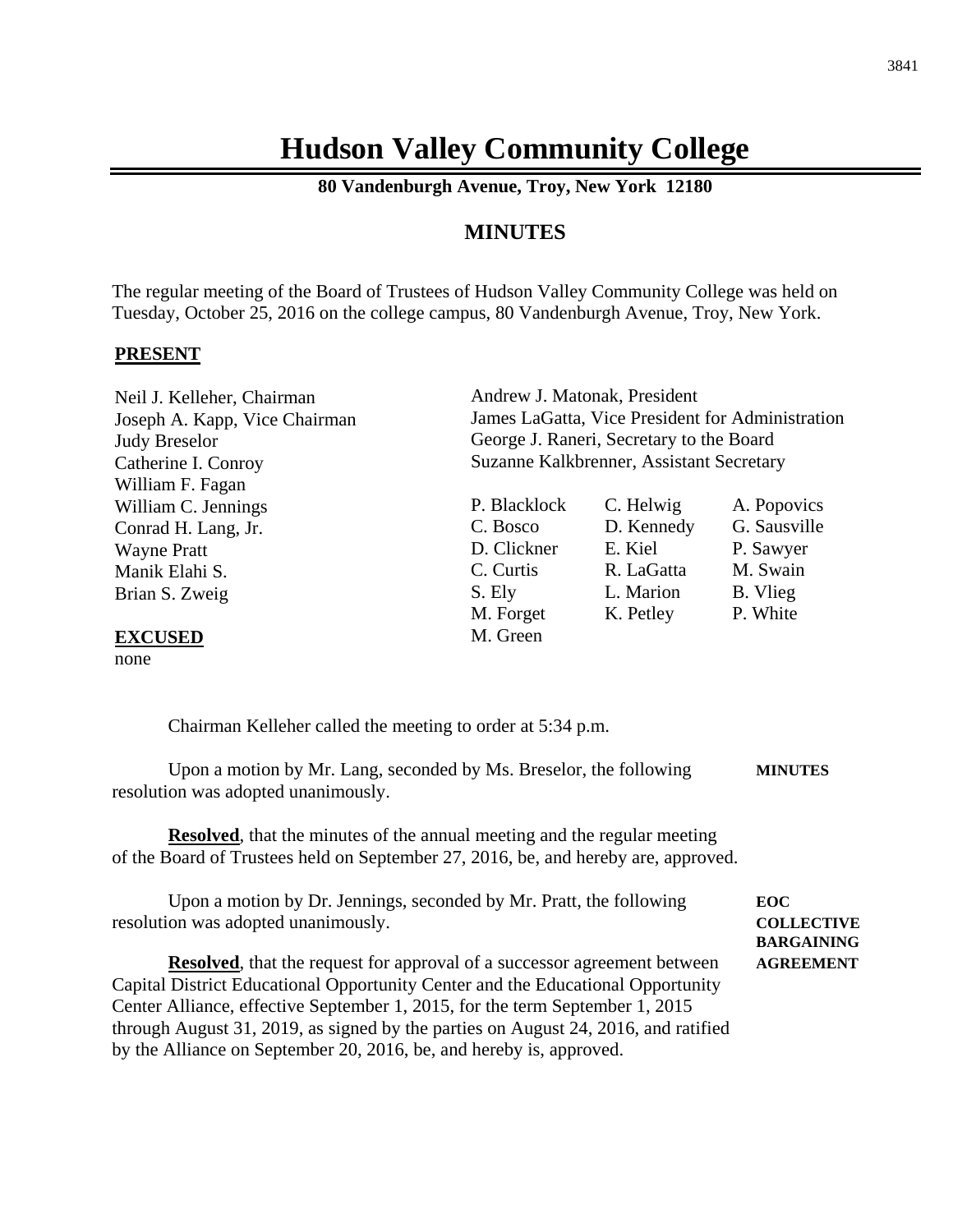# Hudson Valley Community College

**80 Vandenburgh Avenue, Troy, New York 12180**

## MINUTES

The regular meeting of the Board of Trustees of Hudson Valley Community College was held on Tuesday, October 25, 2016 on the college campus, 80 Vandenburgh Avenue, Troy, New York.

**PRESENT**

Neil J. Kelleher, Chairman
Joseph A. Kapp, Vice Chairman
Judy Breselor
Catherine I. Conroy
William F. Fagan
William C. Jennings
Conrad H. Lang, Jr.
Wayne Pratt
Manik Elahi S.
Brian S. Zweig

**EXCUSED**
none

Andrew J. Matonak, President
James LaGatta, Vice President for Administration
George J. Raneri, Secretary to the Board
Suzanne Kalkbrenner, Assistant Secretary

| | | |
|---|---|---|
| P. Blacklock | C. Helwig | A. Popovics |
| C. Bosco | D. Kennedy | G. Sausville |
| D. Clickner | E. Kiel | P. Sawyer |
| C. Curtis | R. LaGatta | M. Swain |
| S. Ely | L. Marion | B. Vlieg |
| M. Forget | K. Petley | P. White |
| M. Green | | |

Chairman Kelleher called the meeting to order at 5:34 p.m.

**MINUTES**

Upon a motion by Mr. Lang, seconded by Ms. Breselor, the following resolution was adopted unanimously.

**Resolved**, that the minutes of the annual meeting and the regular meeting of the Board of Trustees held on September 27, 2016, be, and hereby are, approved.

**EOC COLLECTIVE BARGAINING AGREEMENT**

Upon a motion by Dr. Jennings, seconded by Mr. Pratt, the following resolution was adopted unanimously.

**Resolved**, that the request for approval of a successor agreement between Capital District Educational Opportunity Center and the Educational Opportunity Center Alliance, effective September 1, 2015, for the term September 1, 2015 through August 31, 2019, as signed by the parties on August 24, 2016, and ratified by the Alliance on September 20, 2016, be, and hereby is, approved.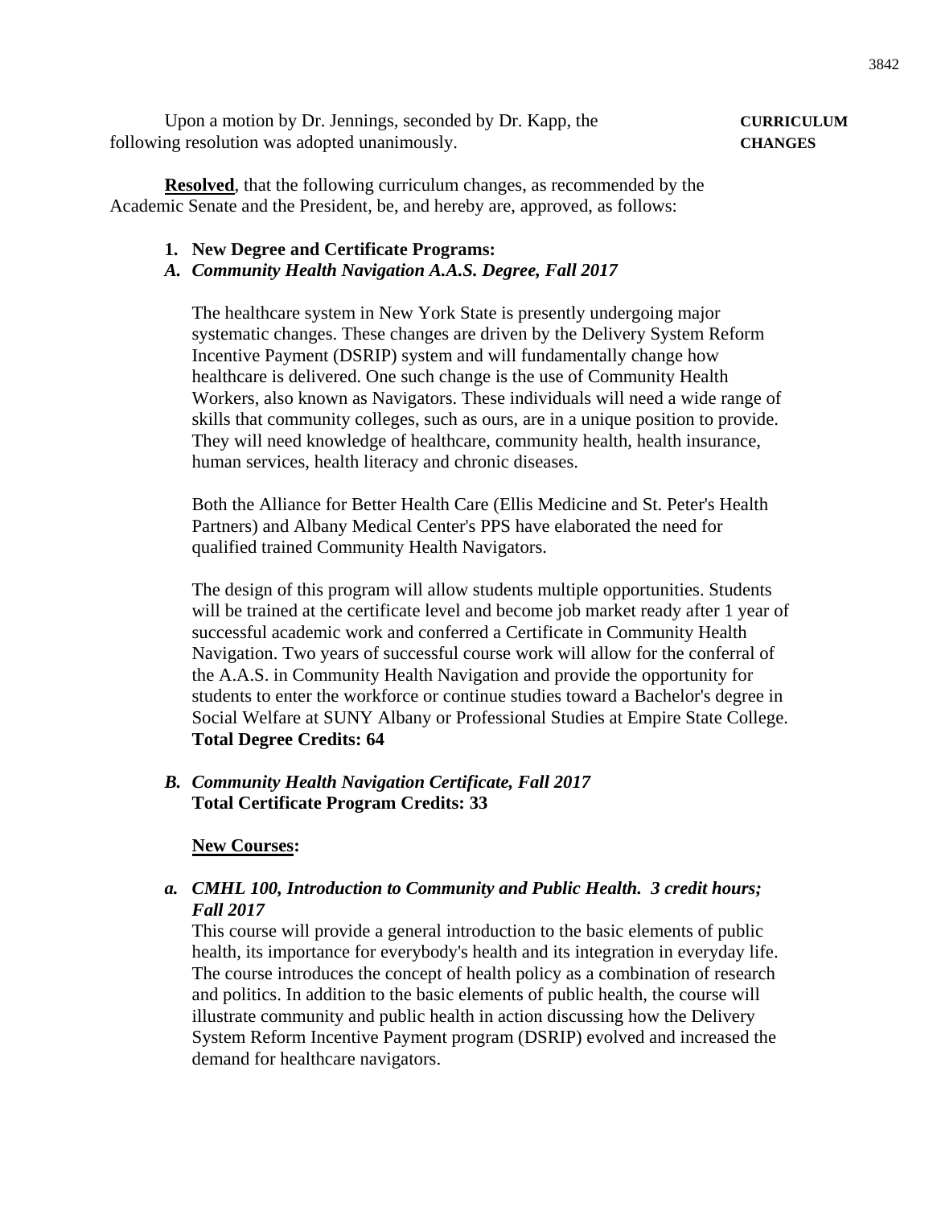Upon a motion by Dr. Jennings, seconded by Dr. Kapp, the following resolution was adopted unanimously.

**CURRICULUM CHANGES**

**Resolved**, that the following curriculum changes, as recommended by the Academic Senate and the President, be, and hereby are, approved, as follows:

1. **New Degree and Certificate Programs:**

*A. **Community Health Navigation A.A.S. Degree, Fall 2017***

The healthcare system in New York State is presently undergoing major systematic changes. These changes are driven by the Delivery System Reform Incentive Payment (DSRIP) system and will fundamentally change how healthcare is delivered. One such change is the use of Community Health Workers, also known as Navigators. These individuals will need a wide range of skills that community colleges, such as ours, are in a unique position to provide. They will need knowledge of healthcare, community health, health insurance, human services, health literacy and chronic diseases.

Both the Alliance for Better Health Care (Ellis Medicine and St. Peter's Health Partners) and Albany Medical Center's PPS have elaborated the need for qualified trained Community Health Navigators.

The design of this program will allow students multiple opportunities. Students will be trained at the certificate level and become job market ready after 1 year of successful academic work and conferred a Certificate in Community Health Navigation. Two years of successful course work will allow for the conferral of the A.A.S. in Community Health Navigation and provide the opportunity for students to enter the workforce or continue studies toward a Bachelor's degree in Social Welfare at SUNY Albany or Professional Studies at Empire State College.
**Total Degree Credits: 64**

*B. **Community Health Navigation Certificate, Fall 2017***
**Total Certificate Program Credits: 33**

**New Courses:**

*a. **CMHL 100, Introduction to Community and Public Health. 3 credit hours; Fall 2017***
This course will provide a general introduction to the basic elements of public health, its importance for everybody's health and its integration in everyday life. The course introduces the concept of health policy as a combination of research and politics. In addition to the basic elements of public health, the course will illustrate community and public health in action discussing how the Delivery System Reform Incentive Payment program (DSRIP) evolved and increased the demand for healthcare navigators.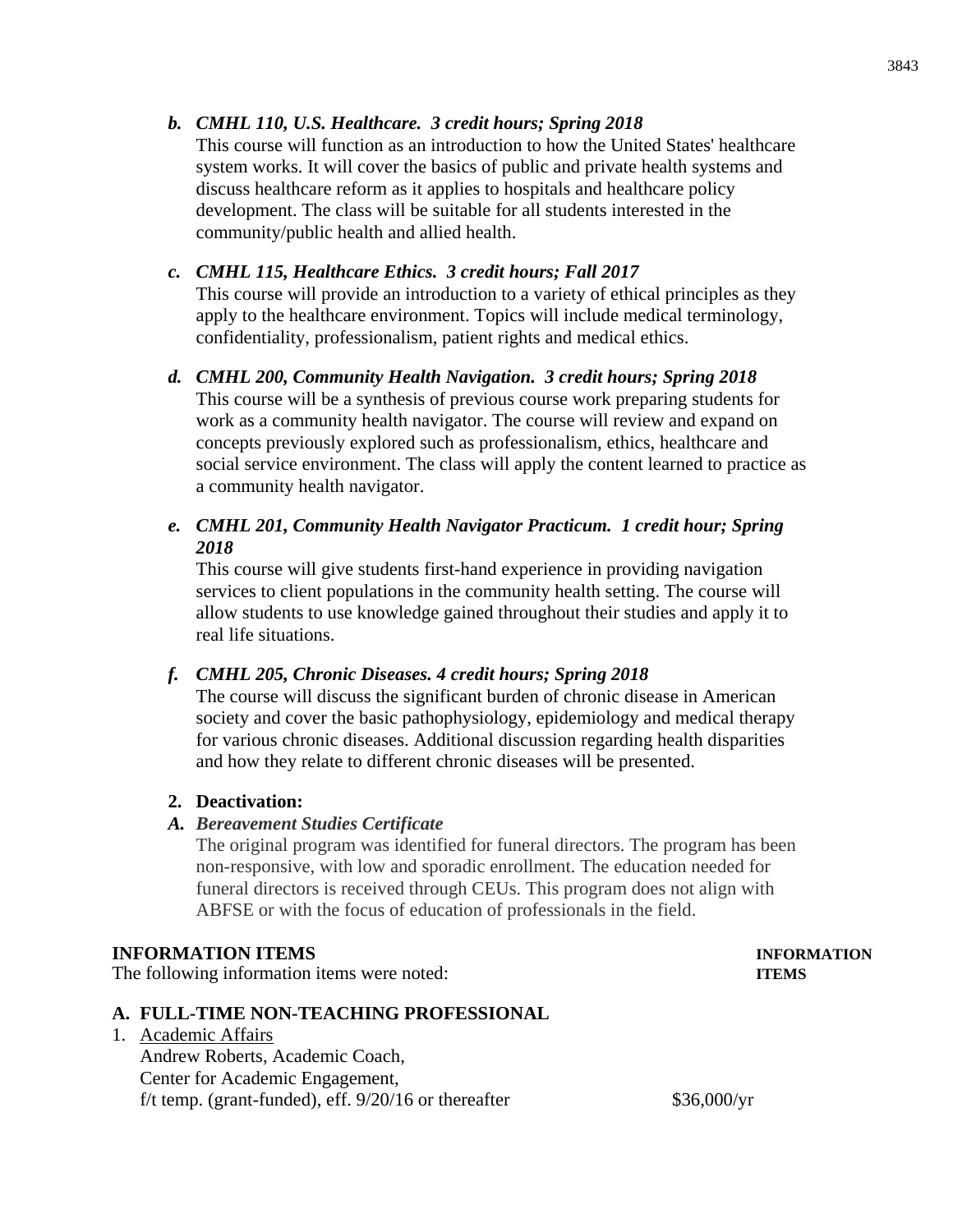*b.* ***CMHL 110, U.S. Healthcare. 3 credit hours; Spring 2018***

This course will function as an introduction to how the United States' healthcare system works. It will cover the basics of public and private health systems and discuss healthcare reform as it applies to hospitals and healthcare policy development. The class will be suitable for all students interested in the community/public health and allied health.

*c.* ***CMHL 115, Healthcare Ethics. 3 credit hours; Fall 2017***

This course will provide an introduction to a variety of ethical principles as they apply to the healthcare environment. Topics will include medical terminology, confidentiality, professionalism, patient rights and medical ethics.

*d.* ***CMHL 200, Community Health Navigation. 3 credit hours; Spring 2018***

This course will be a synthesis of previous course work preparing students for work as a community health navigator. The course will review and expand on concepts previously explored such as professionalism, ethics, healthcare and social service environment. The class will apply the content learned to practice as a community health navigator.

*e.* ***CMHL 201, Community Health Navigator Practicum. 1 credit hour; Spring 2018***

This course will give students first-hand experience in providing navigation services to client populations in the community health setting. The course will allow students to use knowledge gained throughout their studies and apply it to real life situations.

*f.* ***CMHL 205, Chronic Diseases. 4 credit hours; Spring 2018***

The course will discuss the significant burden of chronic disease in American society and cover the basic pathophysiology, epidemiology and medical therapy for various chronic diseases. Additional discussion regarding health disparities and how they relate to different chronic diseases will be presented.

**2. Deactivation:**

***A. Bereavement Studies Certificate***

The original program was identified for funeral directors. The program has been non-responsive, with low and sporadic enrollment. The education needed for funeral directors is received through CEUs. This program does not align with ABFSE or with the focus of education of professionals in the field.

**INFORMATION ITEMS** **INFORMATION ITEMS**

The following information items were noted:

**A. FULL-TIME NON-TEACHING PROFESSIONAL**

1. Academic Affairs
   Andrew Roberts, Academic Coach,
   Center for Academic Engagement,
   f/t temp. (grant-funded), eff. 9/20/16 or thereafter $36,000/yr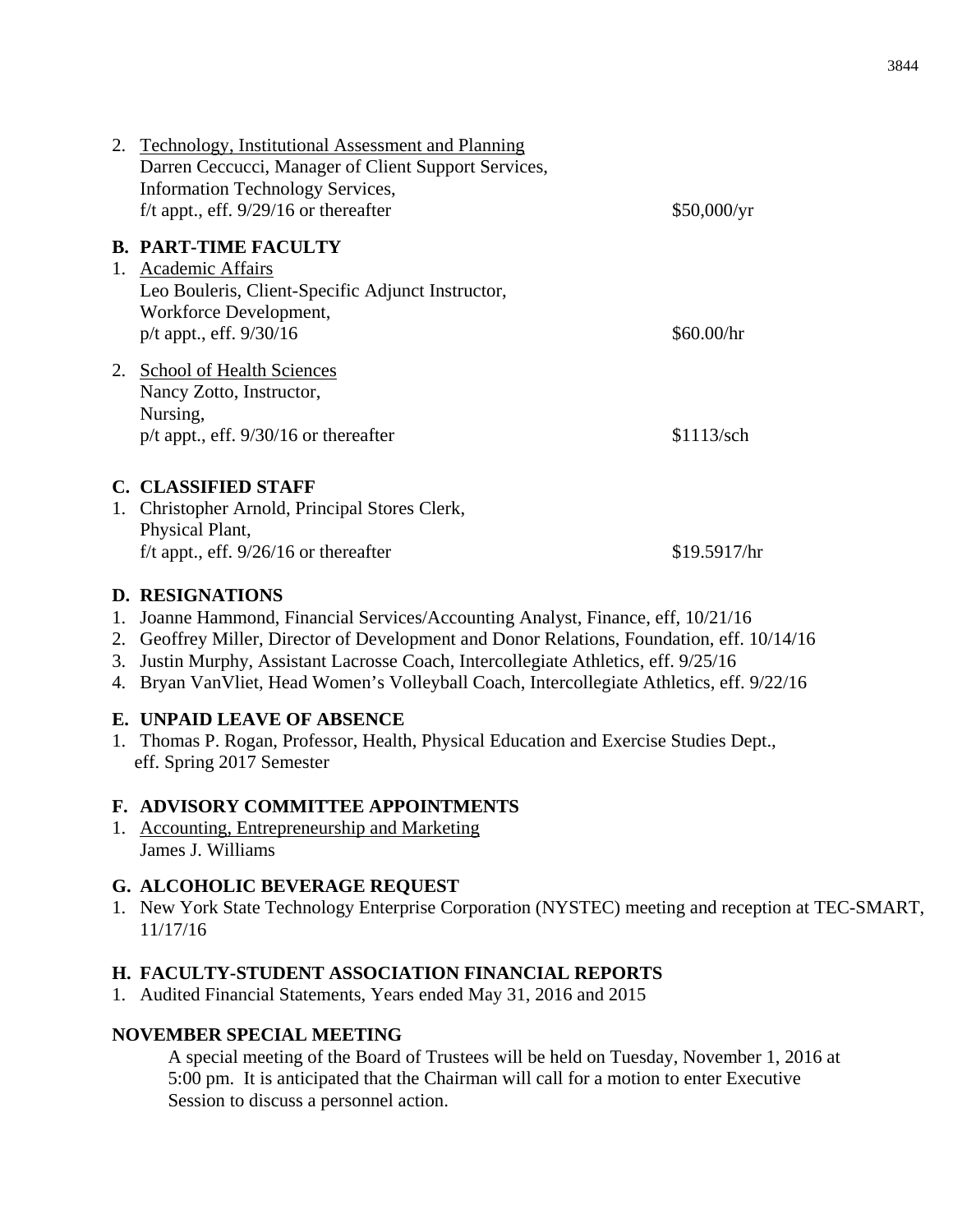2. Technology, Institutional Assessment and Planning
   Darren Ceccucci, Manager of Client Support Services,
   Information Technology Services,
   f/t appt., eff. 9/29/16 or thereafter — $50,000/yr

**B. PART-TIME FACULTY**

1. Academic Affairs
   Leo Bouleris, Client-Specific Adjunct Instructor,
   Workforce Development,
   p/t appt., eff. 9/30/16 — $60.00/hr

2. School of Health Sciences
   Nancy Zotto, Instructor,
   Nursing,
   p/t appt., eff. 9/30/16 or thereafter — $1113/sch

**C. CLASSIFIED STAFF**

1. Christopher Arnold, Principal Stores Clerk,
   Physical Plant,
   f/t appt., eff. 9/26/16 or thereafter — $19.5917/hr

**D. RESIGNATIONS**

1. Joanne Hammond, Financial Services/Accounting Analyst, Finance, eff, 10/21/16
2. Geoffrey Miller, Director of Development and Donor Relations, Foundation, eff. 10/14/16
3. Justin Murphy, Assistant Lacrosse Coach, Intercollegiate Athletics, eff. 9/25/16
4. Bryan VanVliet, Head Women's Volleyball Coach, Intercollegiate Athletics, eff. 9/22/16

**E. UNPAID LEAVE OF ABSENCE**

1. Thomas P. Rogan, Professor, Health, Physical Education and Exercise Studies Dept., eff. Spring 2017 Semester

**F. ADVISORY COMMITTEE APPOINTMENTS**

1. Accounting, Entrepreneurship and Marketing
   James J. Williams

**G. ALCOHOLIC BEVERAGE REQUEST**

1. New York State Technology Enterprise Corporation (NYSTEC) meeting and reception at TEC-SMART, 11/17/16

**H. FACULTY-STUDENT ASSOCIATION FINANCIAL REPORTS**

1. Audited Financial Statements, Years ended May 31, 2016 and 2015

**NOVEMBER SPECIAL MEETING**

A special meeting of the Board of Trustees will be held on Tuesday, November 1, 2016 at 5:00 pm. It is anticipated that the Chairman will call for a motion to enter Executive Session to discuss a personnel action.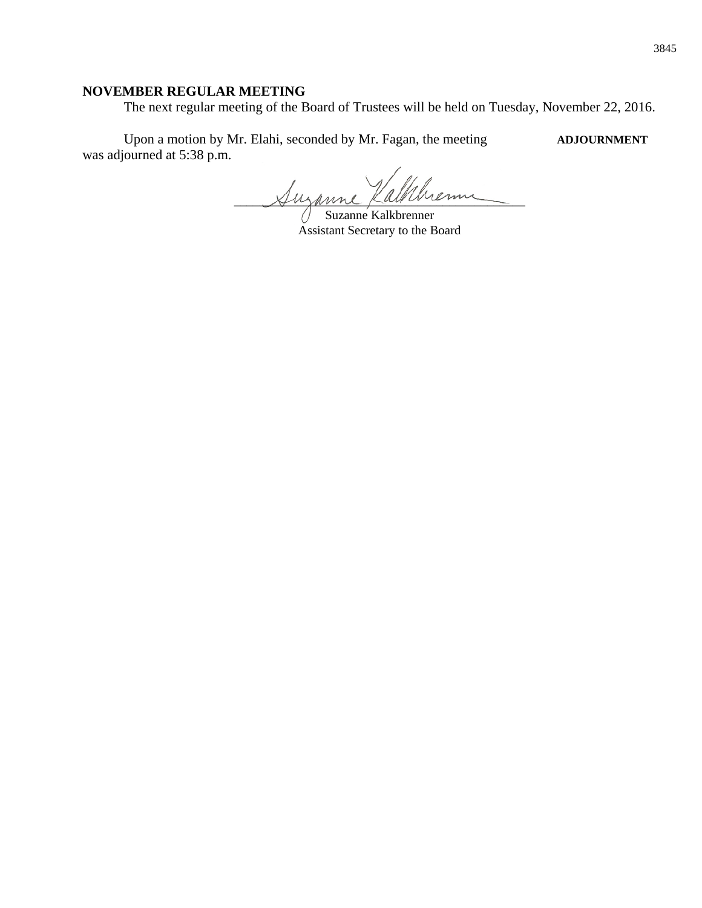**NOVEMBER REGULAR MEETING**

The next regular meeting of the Board of Trustees will be held on Tuesday, November 22, 2016.

**ADJOURNMENT**

Upon a motion by Mr. Elahi, seconded by Mr. Fagan, the meeting was adjourned at 5:38 p.m.

Suzanne Kalkbrenner
Assistant Secretary to the Board